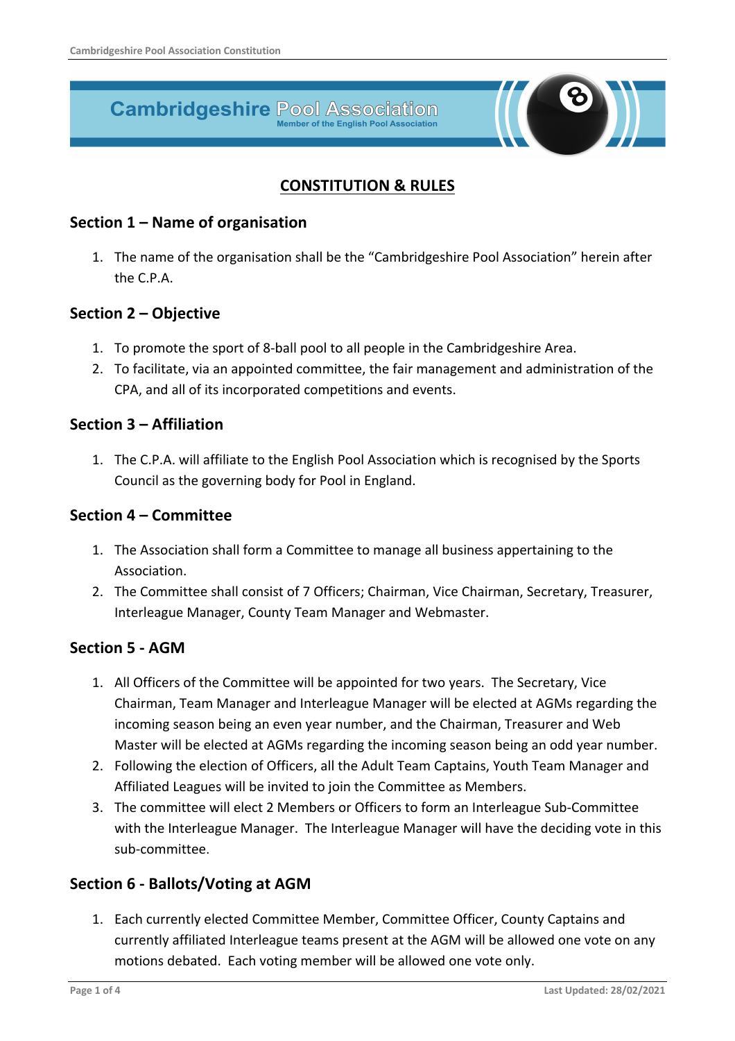Cambridgeshire Pool Association
Member of the English Pool Association

# CONSTITUTION & RULES

## Section 1 – Name of organisation

1. The name of the organisation shall be the "Cambridgeshire Pool Association" herein after the C.P.A.

## Section 2 – Objective

1. To promote the sport of 8-ball pool to all people in the Cambridgeshire Area.
2. To facilitate, via an appointed committee, the fair management and administration of the CPA, and all of its incorporated competitions and events.

## Section 3 – Affiliation

1. The C.P.A. will affiliate to the English Pool Association which is recognised by the Sports Council as the governing body for Pool in England.

## Section 4 – Committee

1. The Association shall form a Committee to manage all business appertaining to the Association.
2. The Committee shall consist of 7 Officers; Chairman, Vice Chairman, Secretary, Treasurer, Interleague Manager, County Team Manager and Webmaster.

## Section 5 - AGM

1. All Officers of the Committee will be appointed for two years. The Secretary, Vice Chairman, Team Manager and Interleague Manager will be elected at AGMs regarding the incoming season being an even year number, and the Chairman, Treasurer and Web Master will be elected at AGMs regarding the incoming season being an odd year number.
2. Following the election of Officers, all the Adult Team Captains, Youth Team Manager and Affiliated Leagues will be invited to join the Committee as Members.
3. The committee will elect 2 Members or Officers to form an Interleague Sub-Committee with the Interleague Manager. The Interleague Manager will have the deciding vote in this sub-committee.

## Section 6 - Ballots/Voting at AGM

1. Each currently elected Committee Member, Committee Officer, County Captains and currently affiliated Interleague teams present at the AGM will be allowed one vote on any motions debated. Each voting member will be allowed one vote only.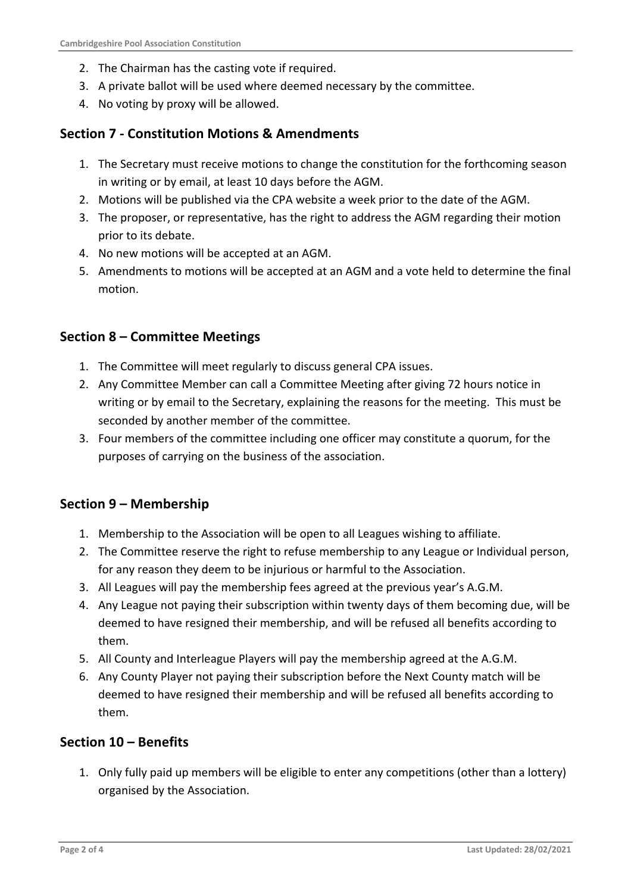2. The Chairman has the casting vote if required.
3. A private ballot will be used where deemed necessary by the committee.
4. No voting by proxy will be allowed.

## Section 7 - Constitution Motions & Amendments

1. The Secretary must receive motions to change the constitution for the forthcoming season in writing or by email, at least 10 days before the AGM.
2. Motions will be published via the CPA website a week prior to the date of the AGM.
3. The proposer, or representative, has the right to address the AGM regarding their motion prior to its debate.
4. No new motions will be accepted at an AGM.
5. Amendments to motions will be accepted at an AGM and a vote held to determine the final motion.

## Section 8 – Committee Meetings

1. The Committee will meet regularly to discuss general CPA issues.
2. Any Committee Member can call a Committee Meeting after giving 72 hours notice in writing or by email to the Secretary, explaining the reasons for the meeting. This must be seconded by another member of the committee.
3. Four members of the committee including one officer may constitute a quorum, for the purposes of carrying on the business of the association.

## Section 9 – Membership

1. Membership to the Association will be open to all Leagues wishing to affiliate.
2. The Committee reserve the right to refuse membership to any League or Individual person, for any reason they deem to be injurious or harmful to the Association.
3. All Leagues will pay the membership fees agreed at the previous year's A.G.M.
4. Any League not paying their subscription within twenty days of them becoming due, will be deemed to have resigned their membership, and will be refused all benefits according to them.
5. All County and Interleague Players will pay the membership agreed at the A.G.M.
6. Any County Player not paying their subscription before the Next County match will be deemed to have resigned their membership and will be refused all benefits according to them.

## Section 10 – Benefits

1. Only fully paid up members will be eligible to enter any competitions (other than a lottery) organised by the Association.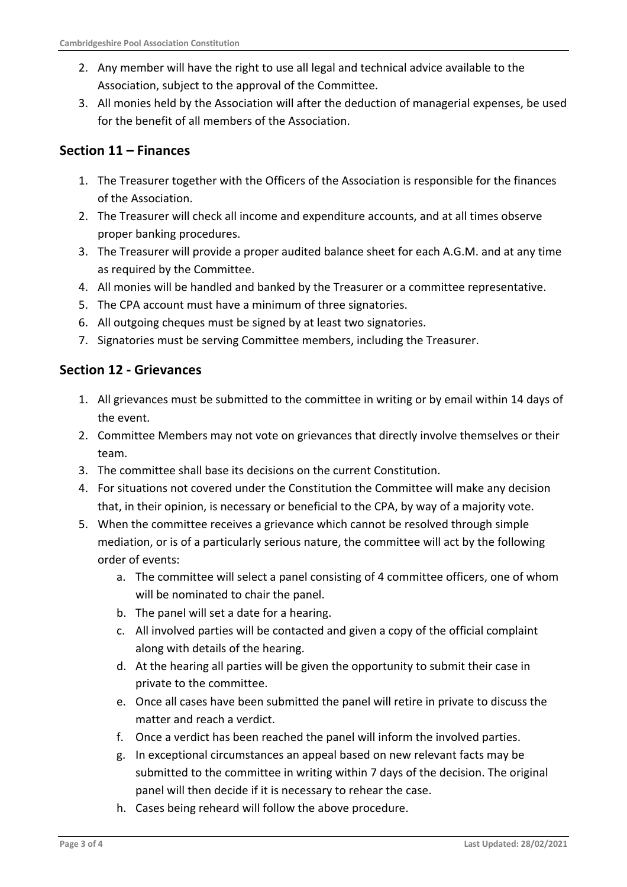2. Any member will have the right to use all legal and technical advice available to the Association, subject to the approval of the Committee.
3. All monies held by the Association will after the deduction of managerial expenses, be used for the benefit of all members of the Association.

## Section 11 – Finances

1. The Treasurer together with the Officers of the Association is responsible for the finances of the Association.
2. The Treasurer will check all income and expenditure accounts, and at all times observe proper banking procedures.
3. The Treasurer will provide a proper audited balance sheet for each A.G.M. and at any time as required by the Committee.
4. All monies will be handled and banked by the Treasurer or a committee representative.
5. The CPA account must have a minimum of three signatories.
6. All outgoing cheques must be signed by at least two signatories.
7. Signatories must be serving Committee members, including the Treasurer.

## Section 12 - Grievances

1. All grievances must be submitted to the committee in writing or by email within 14 days of the event.
2. Committee Members may not vote on grievances that directly involve themselves or their team.
3. The committee shall base its decisions on the current Constitution.
4. For situations not covered under the Constitution the Committee will make any decision that, in their opinion, is necessary or beneficial to the CPA, by way of a majority vote.
5. When the committee receives a grievance which cannot be resolved through simple mediation, or is of a particularly serious nature, the committee will act by the following order of events:
    a. The committee will select a panel consisting of 4 committee officers, one of whom will be nominated to chair the panel.
    b. The panel will set a date for a hearing.
    c. All involved parties will be contacted and given a copy of the official complaint along with details of the hearing.
    d. At the hearing all parties will be given the opportunity to submit their case in private to the committee.
    e. Once all cases have been submitted the panel will retire in private to discuss the matter and reach a verdict.
    f. Once a verdict has been reached the panel will inform the involved parties.
    g. In exceptional circumstances an appeal based on new relevant facts may be submitted to the committee in writing within 7 days of the decision. The original panel will then decide if it is necessary to rehear the case.
    h. Cases being reheard will follow the above procedure.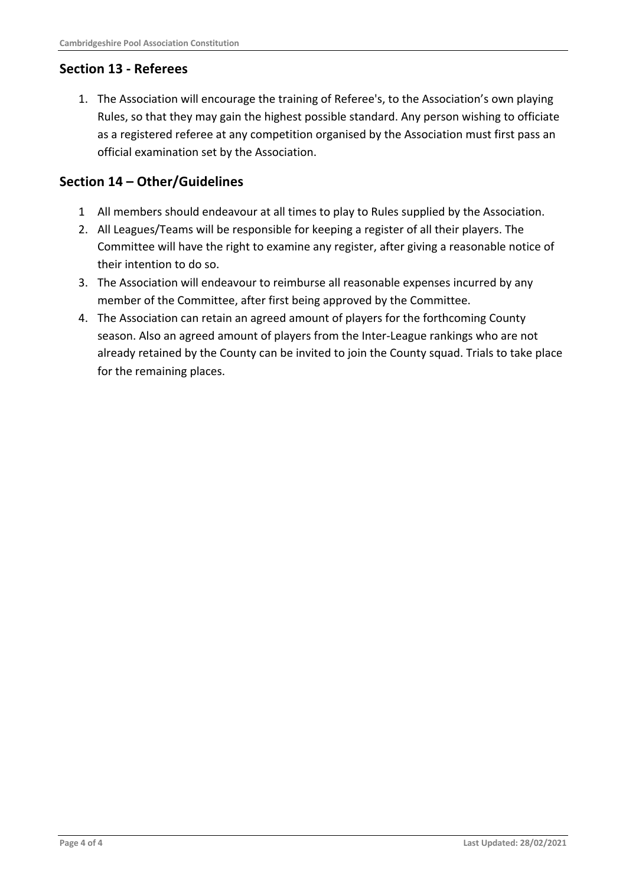## Section 13 - Referees

1. The Association will encourage the training of Referee's, to the Association's own playing Rules, so that they may gain the highest possible standard. Any person wishing to officiate as a registered referee at any competition organised by the Association must first pass an official examination set by the Association.

## Section 14 – Other/Guidelines

1 All members should endeavour at all times to play to Rules supplied by the Association.
2. All Leagues/Teams will be responsible for keeping a register of all their players. The Committee will have the right to examine any register, after giving a reasonable notice of their intention to do so.
3. The Association will endeavour to reimburse all reasonable expenses incurred by any member of the Committee, after first being approved by the Committee.
4. The Association can retain an agreed amount of players for the forthcoming County season. Also an agreed amount of players from the Inter-League rankings who are not already retained by the County can be invited to join the County squad. Trials to take place for the remaining places.